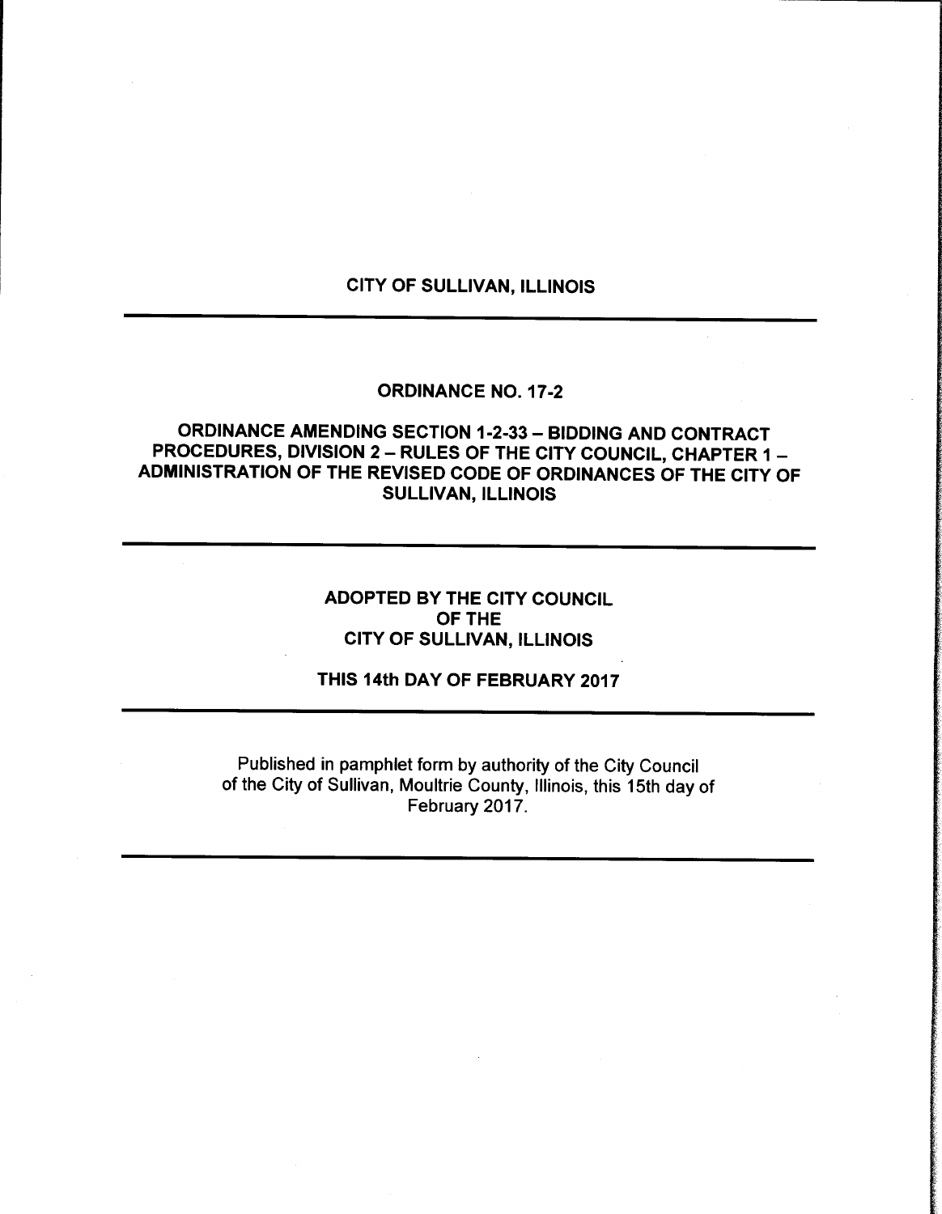# CITY OF SULLIVAN, ILLINOIS

---

## ORDINANCE NO. 17-2

## ORDINANCE AMENDING SECTION 1-2-33 – BIDDING AND CONTRACT PROCEDURES, DIVISION 2 – RULES OF THE CITY COUNCIL, CHAPTER 1 – ADMINISTRATION OF THE REVISED CODE OF ORDINANCES OF THE CITY OF SULLIVAN, ILLINOIS

---

**ADOPTED BY THE CITY COUNCIL
OF THE
CITY OF SULLIVAN, ILLINOIS**

**THIS 14th DAY OF FEBRUARY 2017**

---

Published in pamphlet form by authority of the City Council of the City of Sullivan, Moultrie County, Illinois, this 15th day of February 2017.

---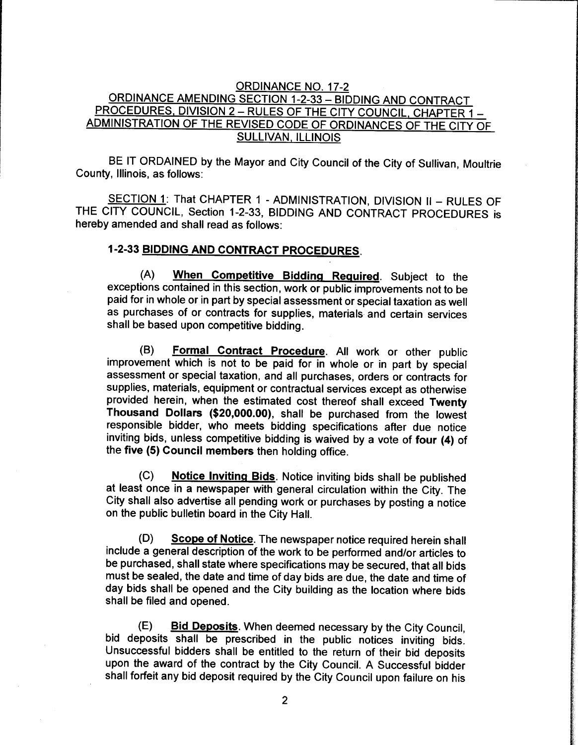<u>ORDINANCE NO. 17-2</u>
<u>ORDINANCE AMENDING SECTION 1-2-33 – BIDDING AND CONTRACT PROCEDURES, DIVISION 2 – RULES OF THE CITY COUNCIL, CHAPTER 1 – ADMINISTRATION OF THE REVISED CODE OF ORDINANCES OF THE CITY OF SULLIVAN, ILLINOIS</u>

BE IT ORDAINED by the Mayor and City Council of the City of Sullivan, Moultrie County, Illinois, as follows:

<u>SECTION 1</u>: That CHAPTER 1 - ADMINISTRATION, DIVISION II – RULES OF THE CITY COUNCIL, Section 1-2-33, BIDDING AND CONTRACT PROCEDURES is hereby amended and shall read as follows:

**1-2-33 <u>BIDDING AND CONTRACT PROCEDURES</u>.**

(A) **<u>When Competitive Bidding Required</u>**. Subject to the exceptions contained in this section, work or public improvements not to be paid for in whole or in part by special assessment or special taxation as well as purchases of or contracts for supplies, materials and certain services shall be based upon competitive bidding.

(B) **<u>Formal Contract Procedure</u>**. All work or other public improvement which is not to be paid for in whole or in part by special assessment or special taxation, and all purchases, orders or contracts for supplies, materials, equipment or contractual services except as otherwise provided herein, when the estimated cost thereof shall exceed **Twenty Thousand Dollars ($20,000.00)**, shall be purchased from the lowest responsible bidder, who meets bidding specifications after due notice inviting bids, unless competitive bidding is waived by a vote of **four (4)** of the **five (5) Council members** then holding office.

(C) **<u>Notice Inviting Bids</u>**. Notice inviting bids shall be published at least once in a newspaper with general circulation within the City. The City shall also advertise all pending work or purchases by posting a notice on the public bulletin board in the City Hall.

(D) **<u>Scope of Notice</u>**. The newspaper notice required herein shall include a general description of the work to be performed and/or articles to be purchased, shall state where specifications may be secured, that all bids must be sealed, the date and time of day bids are due, the date and time of day bids shall be opened and the City building as the location where bids shall be filed and opened.

(E) **<u>Bid Deposits</u>**. When deemed necessary by the City Council, bid deposits shall be prescribed in the public notices inviting bids. Unsuccessful bidders shall be entitled to the return of their bid deposits upon the award of the contract by the City Council. A Successful bidder shall forfeit any bid deposit required by the City Council upon failure on his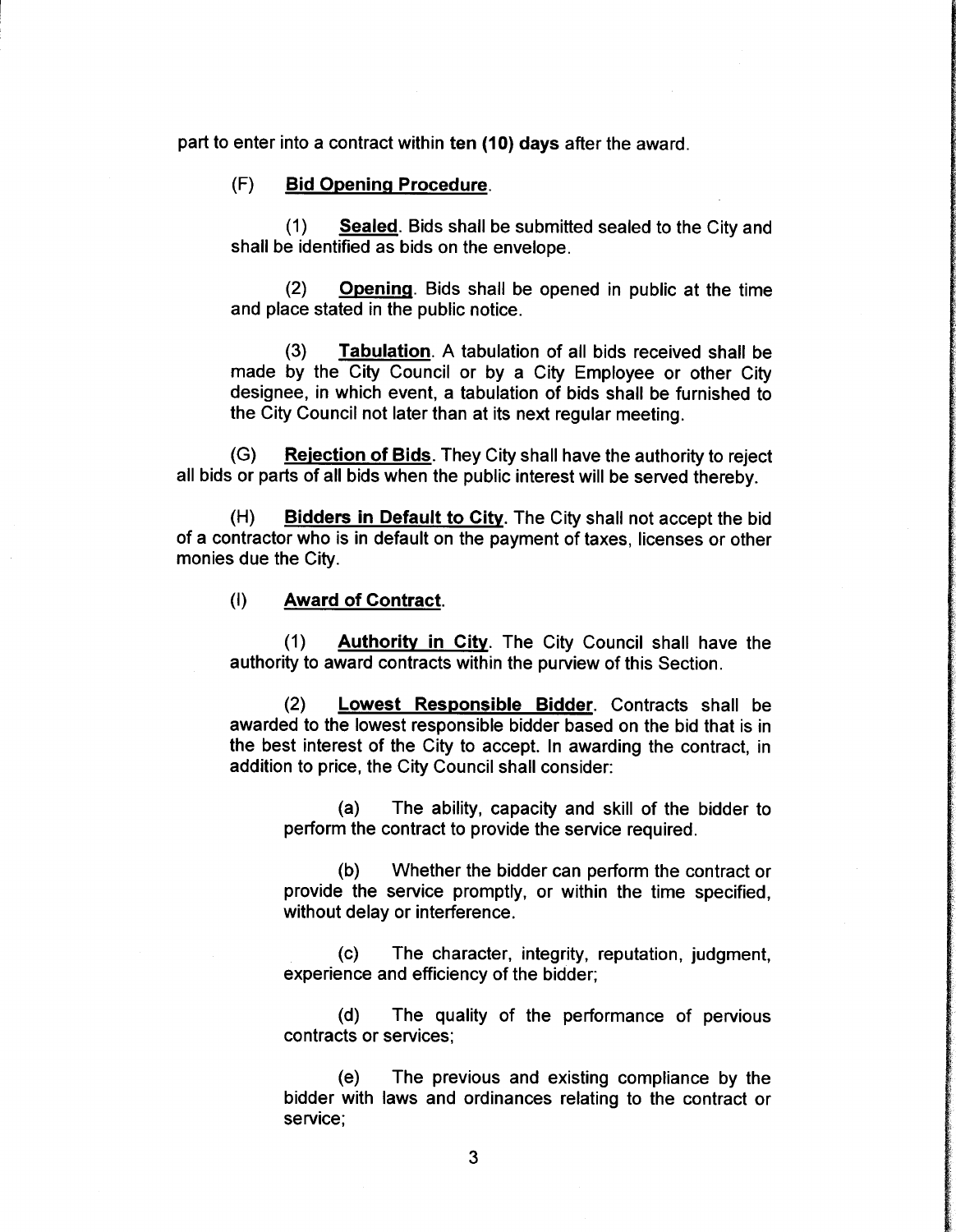part to enter into a contract within **ten (10) days** after the award.

(F) **Bid Opening Procedure**.

(1) **Sealed**. Bids shall be submitted sealed to the City and shall be identified as bids on the envelope.

(2) **Opening**. Bids shall be opened in public at the time and place stated in the public notice.

(3) **Tabulation**. A tabulation of all bids received shall be made by the City Council or by a City Employee or other City designee, in which event, a tabulation of bids shall be furnished to the City Council not later than at its next regular meeting.

(G) **Rejection of Bids**. They City shall have the authority to reject all bids or parts of all bids when the public interest will be served thereby.

(H) **Bidders in Default to City**. The City shall not accept the bid of a contractor who is in default on the payment of taxes, licenses or other monies due the City.

(I) **Award of Contract**.

(1) **Authority in City**. The City Council shall have the authority to award contracts within the purview of this Section.

(2) **Lowest Responsible Bidder**. Contracts shall be awarded to the lowest responsible bidder based on the bid that is in the best interest of the City to accept. In awarding the contract, in addition to price, the City Council shall consider:

(a) The ability, capacity and skill of the bidder to perform the contract to provide the service required.

(b) Whether the bidder can perform the contract or provide the service promptly, or within the time specified, without delay or interference.

(c) The character, integrity, reputation, judgment, experience and efficiency of the bidder;

(d) The quality of the performance of pervious contracts or services;

(e) The previous and existing compliance by the bidder with laws and ordinances relating to the contract or service;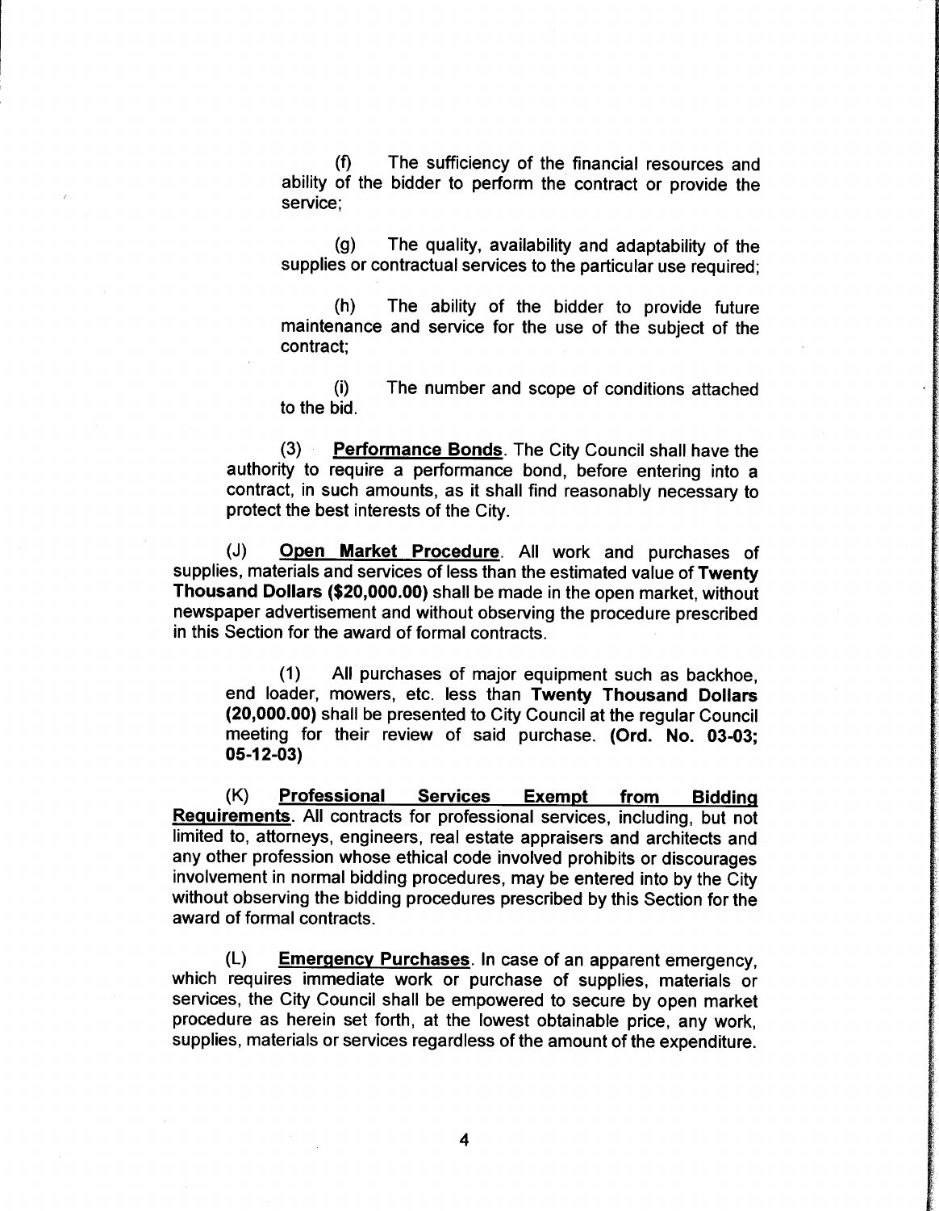(f) The sufficiency of the financial resources and ability of the bidder to perform the contract or provide the service;

(g) The quality, availability and adaptability of the supplies or contractual services to the particular use required;

(h) The ability of the bidder to provide future maintenance and service for the use of the subject of the contract;

(i) The number and scope of conditions attached to the bid.

(3) **Performance Bonds**. The City Council shall have the authority to require a performance bond, before entering into a contract, in such amounts, as it shall find reasonably necessary to protect the best interests of the City.

(J) **Open Market Procedure**. All work and purchases of supplies, materials and services of less than the estimated value of **Twenty Thousand Dollars ($20,000.00)** shall be made in the open market, without newspaper advertisement and without observing the procedure prescribed in this Section for the award of formal contracts.

(1) All purchases of major equipment such as backhoe, end loader, mowers, etc. less than **Twenty Thousand Dollars (20,000.00)** shall be presented to City Council at the regular Council meeting for their review of said purchase. **(Ord. No. 03-03; 05-12-03)**

(K) **Professional Services Exempt from Bidding Requirements**. All contracts for professional services, including, but not limited to, attorneys, engineers, real estate appraisers and architects and any other profession whose ethical code involved prohibits or discourages involvement in normal bidding procedures, may be entered into by the City without observing the bidding procedures prescribed by this Section for the award of formal contracts.

(L) **Emergency Purchases**. In case of an apparent emergency, which requires immediate work or purchase of supplies, materials or services, the City Council shall be empowered to secure by open market procedure as herein set forth, at the lowest obtainable price, any work, supplies, materials or services regardless of the amount of the expenditure.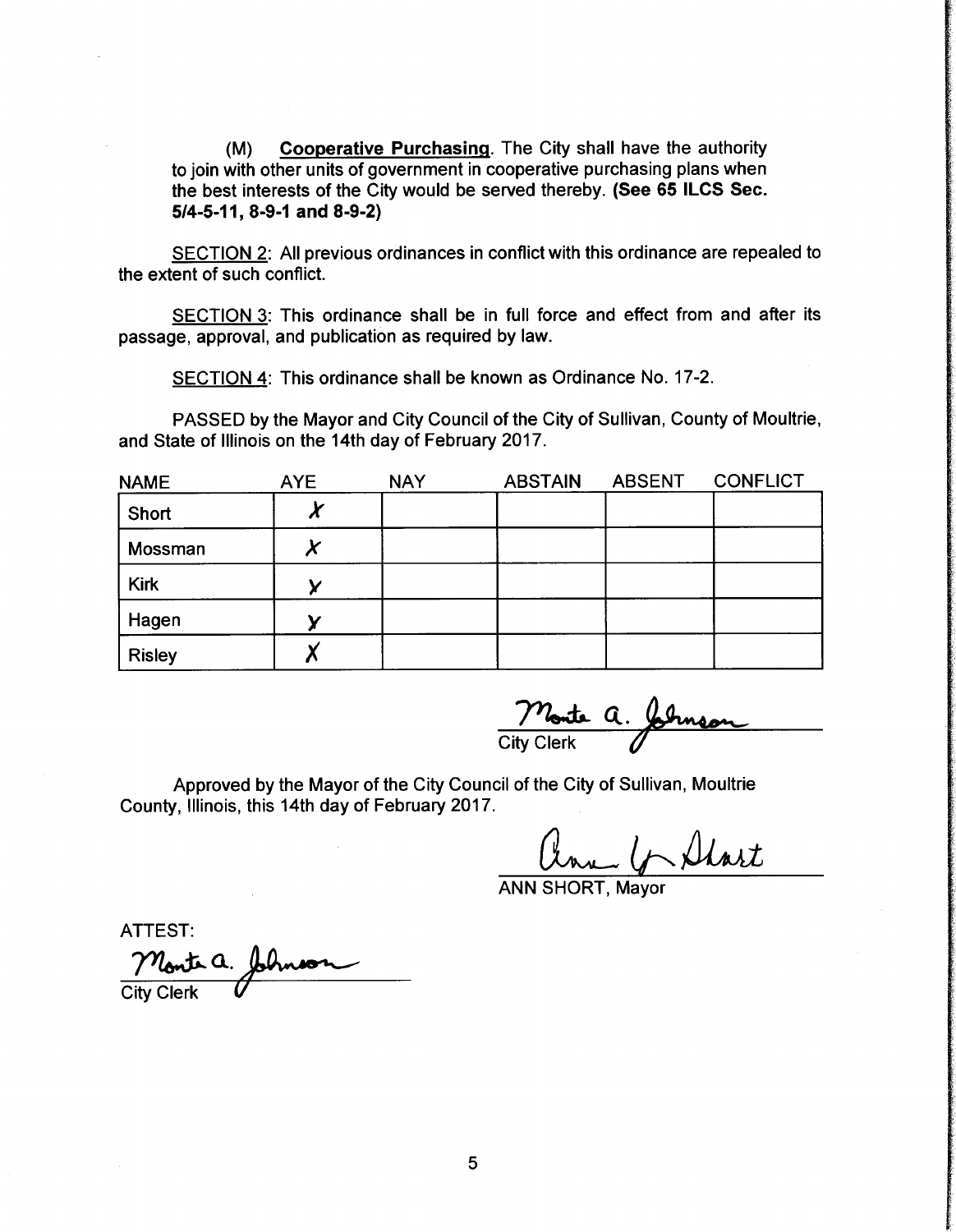(M) **Cooperative Purchasing**. The City shall have the authority to join with other units of government in cooperative purchasing plans when the best interests of the City would be served thereby. **(See 65 ILCS Sec. 5/4-5-11, 8-9-1 and 8-9-2)**

SECTION 2: All previous ordinances in conflict with this ordinance are repealed to the extent of such conflict.

SECTION 3: This ordinance shall be in full force and effect from and after its passage, approval, and publication as required by law.

SECTION 4: This ordinance shall be known as Ordinance No. 17-2.

PASSED by the Mayor and City Council of the City of Sullivan, County of Moultrie, and State of Illinois on the 14th day of February 2017.

| NAME | AYE | NAY | ABSTAIN | ABSENT | CONFLICT |
|---|---|---|---|---|---|
| Short | X | | | | |
| Mossman | X | | | | |
| Kirk | Y | | | | |
| Hagen | Y | | | | |
| Risley | X | | | | |

Monte A. Johnson
City Clerk

Approved by the Mayor of the City Council of the City of Sullivan, Moultrie County, Illinois, this 14th day of February 2017.

Ann L. Short
ANN SHORT, Mayor

ATTEST:

Monte A. Johnson
City Clerk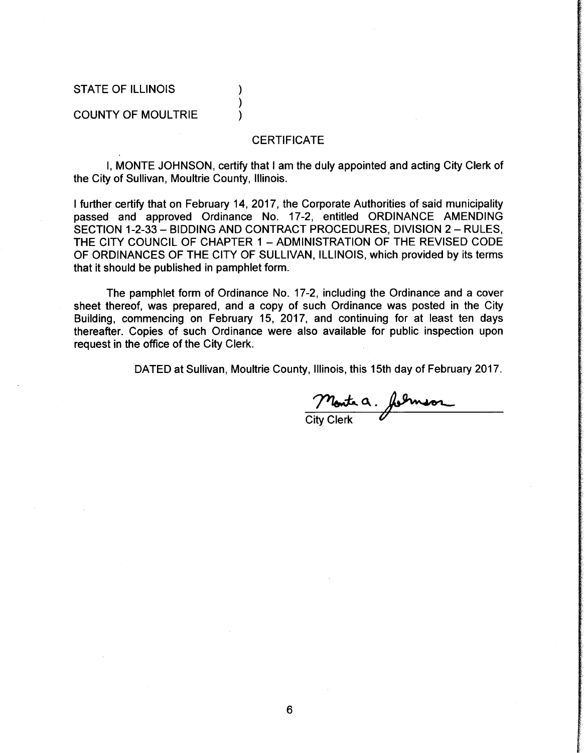STATE OF ILLINOIS )  
)  
COUNTY OF MOULTRIE )

## CERTIFICATE

I, MONTE JOHNSON, certify that I am the duly appointed and acting City Clerk of the City of Sullivan, Moultrie County, Illinois.

I further certify that on February 14, 2017, the Corporate Authorities of said municipality passed and approved Ordinance No. 17-2, entitled ORDINANCE AMENDING SECTION 1-2-33 – BIDDING AND CONTRACT PROCEDURES, DIVISION 2 – RULES, THE CITY COUNCIL OF CHAPTER 1 – ADMINISTRATION OF THE REVISED CODE OF ORDINANCES OF THE CITY OF SULLIVAN, ILLINOIS, which provided by its terms that it should be published in pamphlet form.

The pamphlet form of Ordinance No. 17-2, including the Ordinance and a cover sheet thereof, was prepared, and a copy of such Ordinance was posted in the City Building, commencing on February 15, 2017, and continuing for at least ten days thereafter. Copies of such Ordinance were also available for public inspection upon request in the office of the City Clerk.

DATED at Sullivan, Moultrie County, Illinois, this 15th day of February 2017.

Monte A. Johnson  
City Clerk